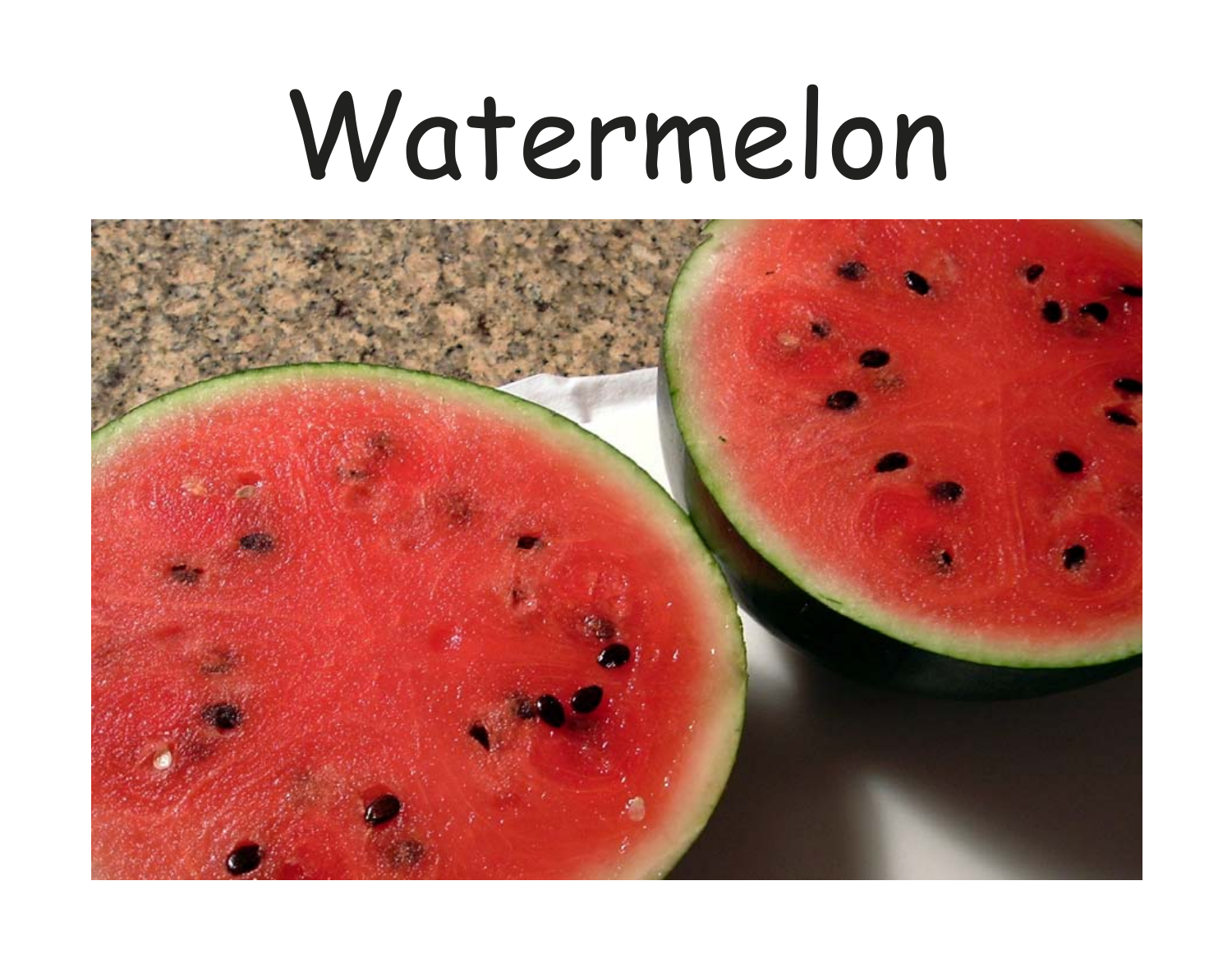# Watermelon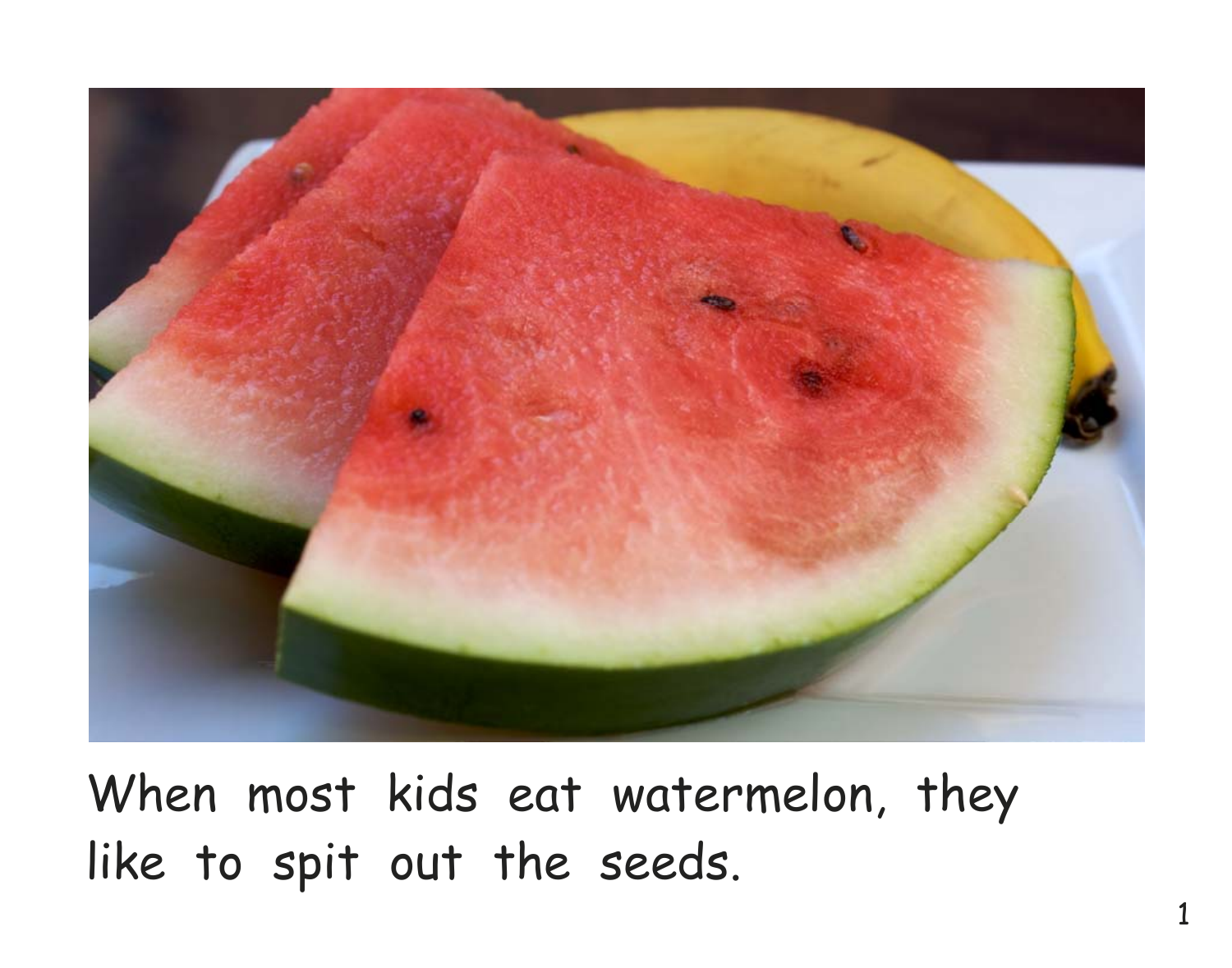When most kids eat watermelon, they like to spit out the seeds.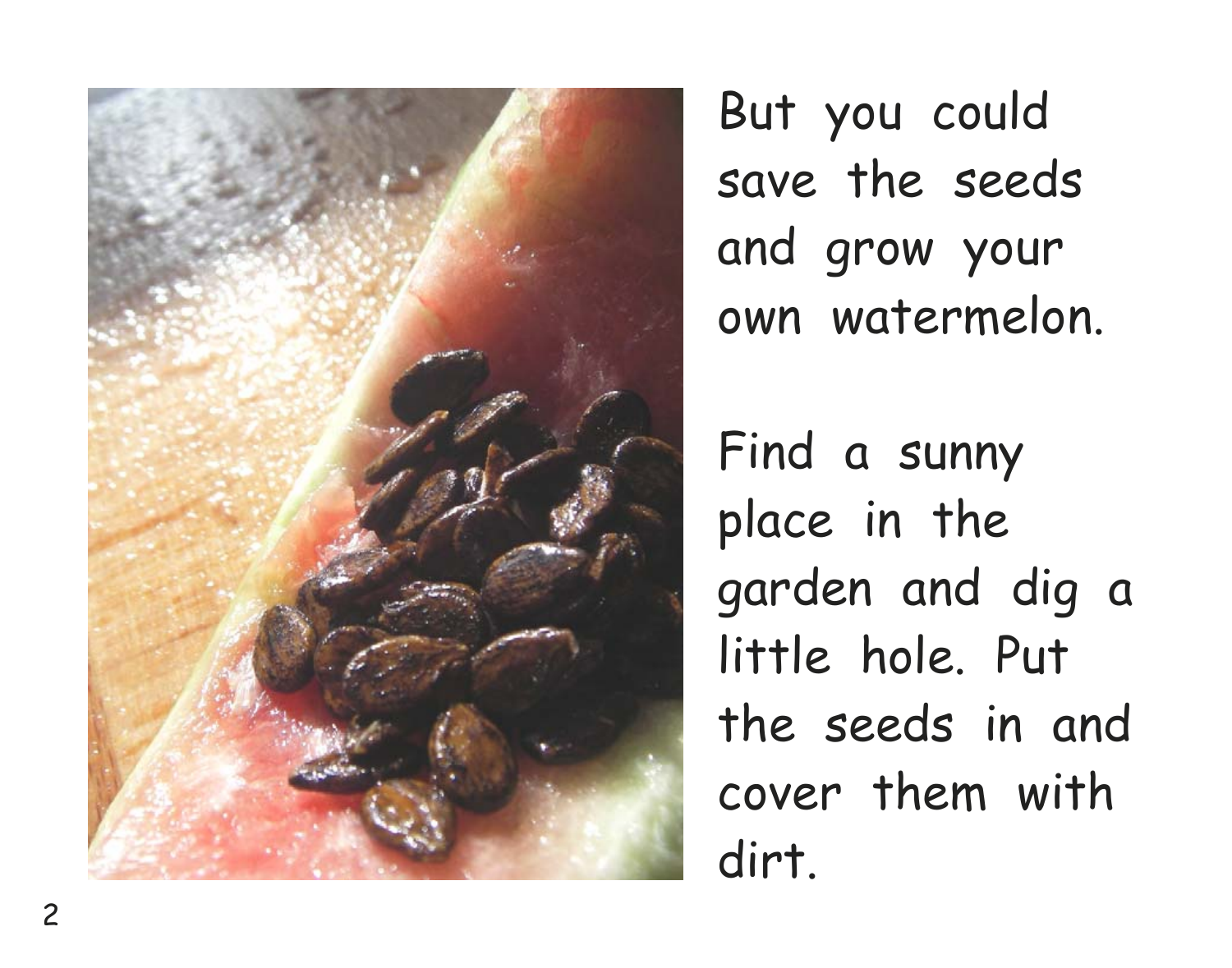But you could save the seeds and grow your own watermelon.

Find a sunny place in the garden and dig a little hole. Put the seeds in and cover them with dirt.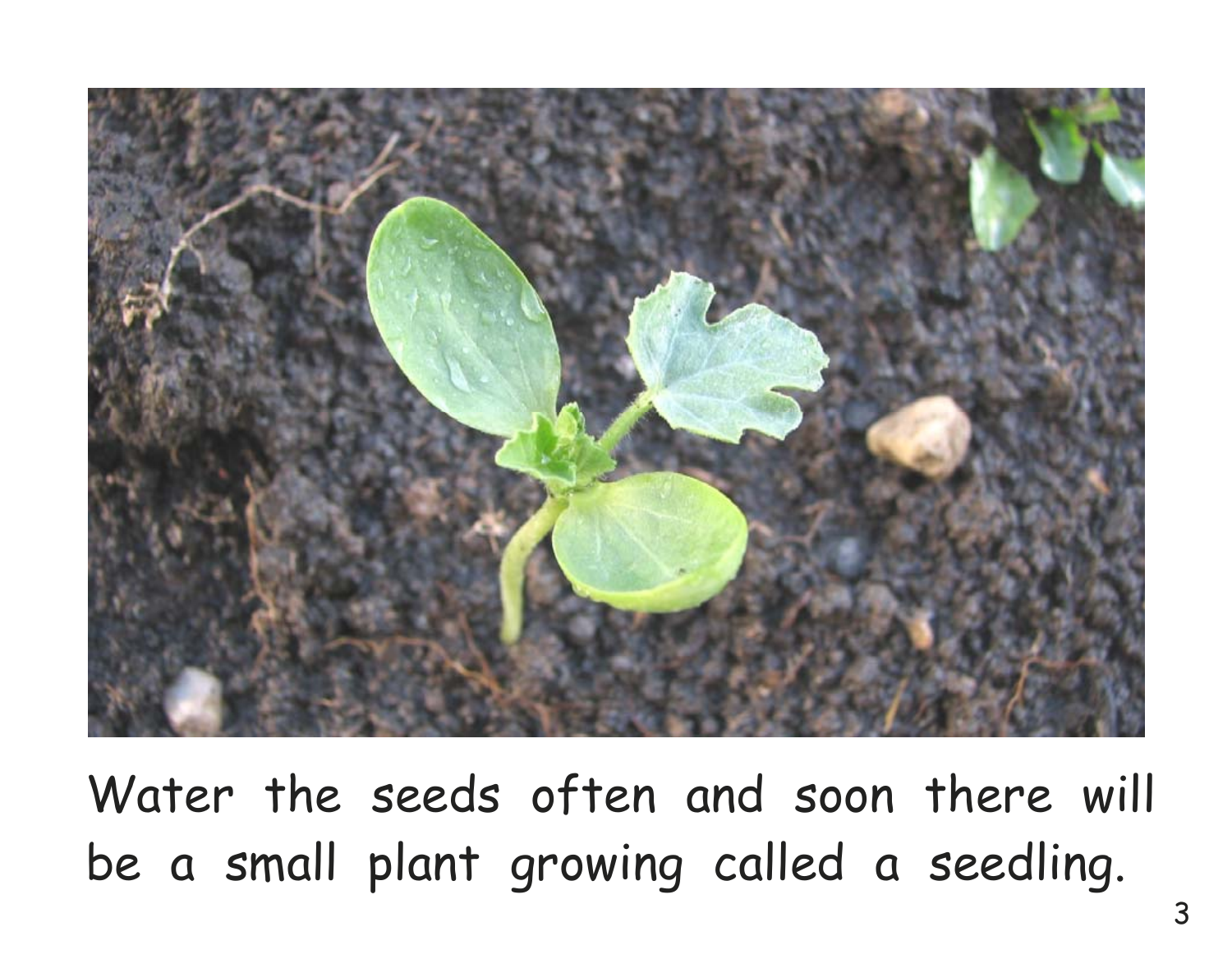Water the seeds often and soon there will be a small plant growing called a seedling.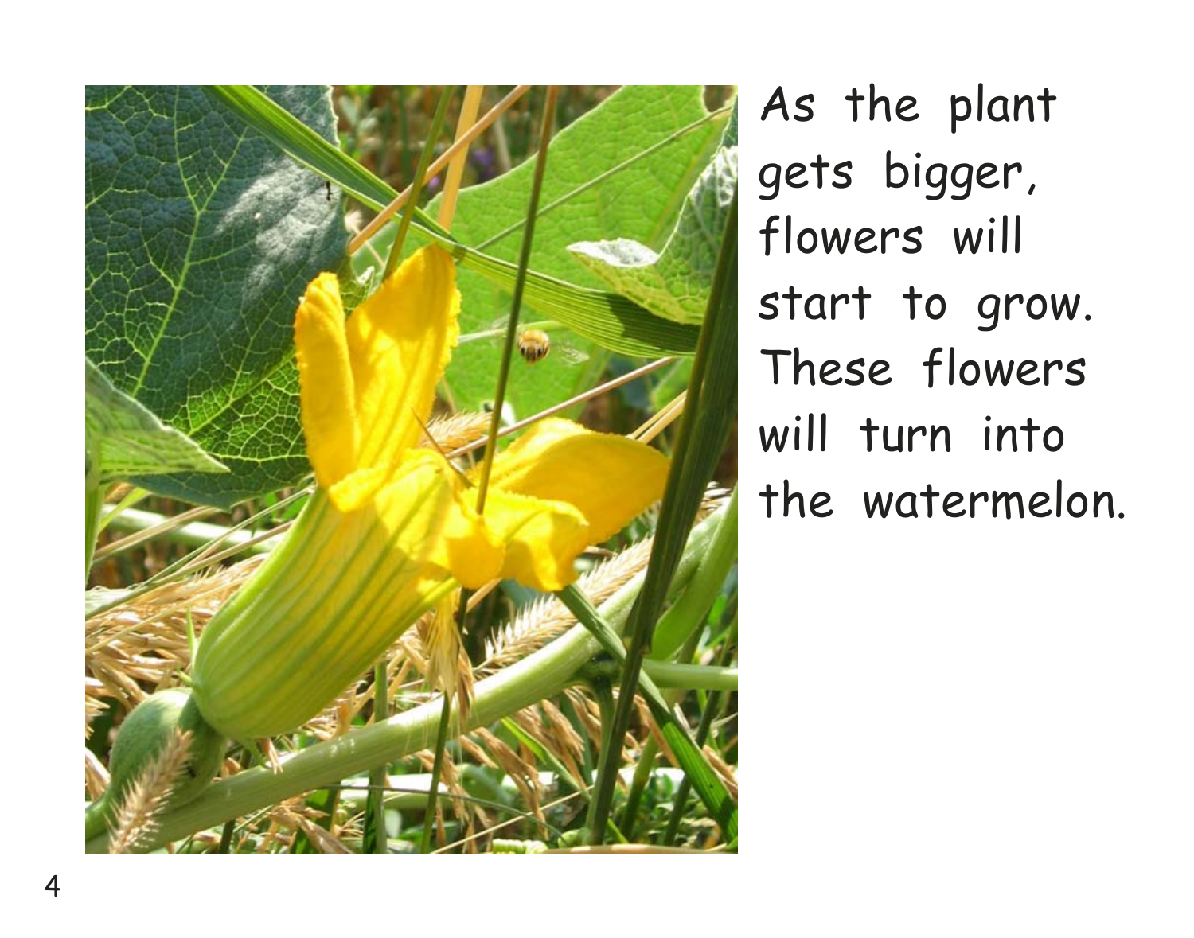As the plant gets bigger, flowers will start to grow. These flowers will turn into the watermelon.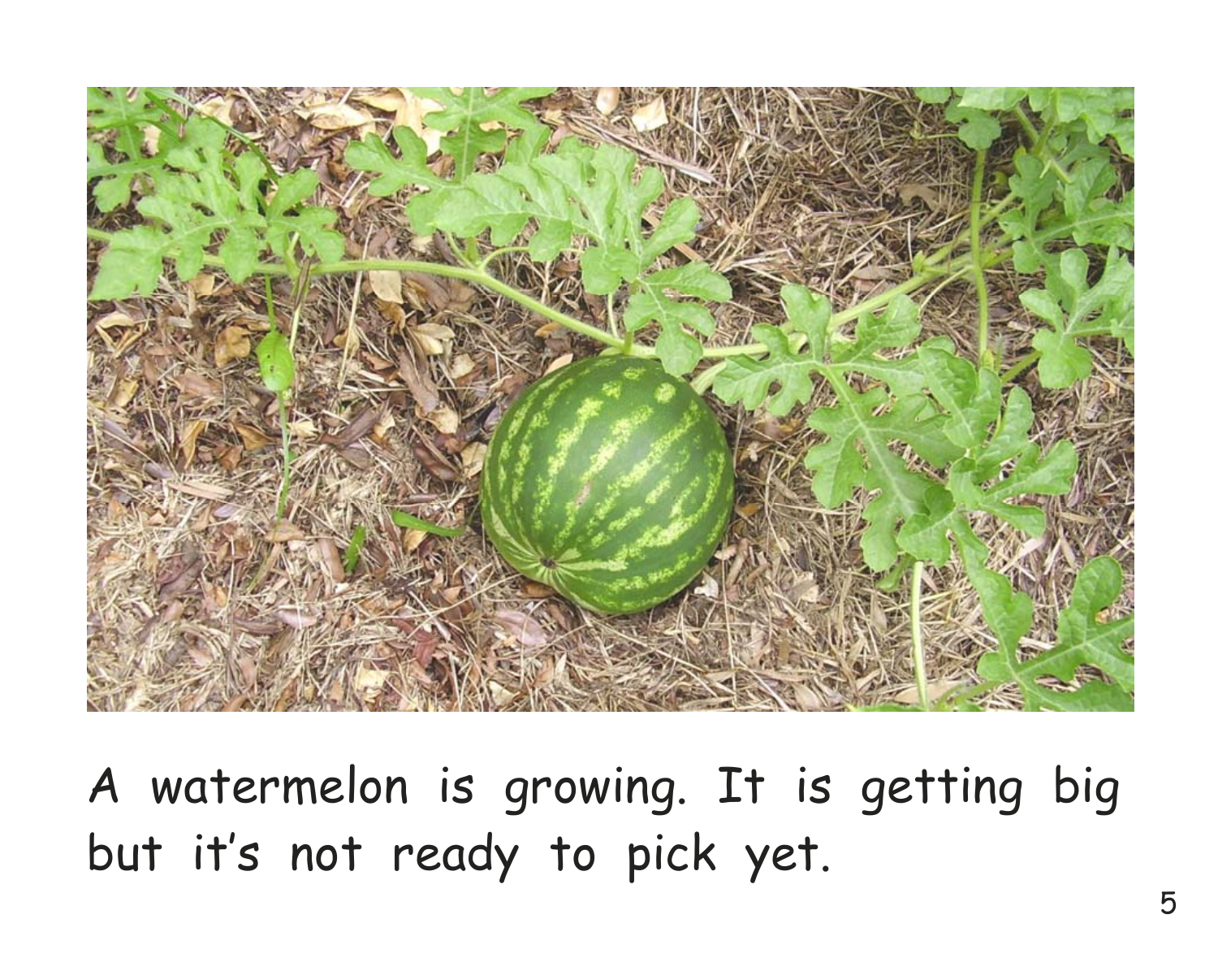A watermelon is growing. It is getting big but it's not ready to pick yet.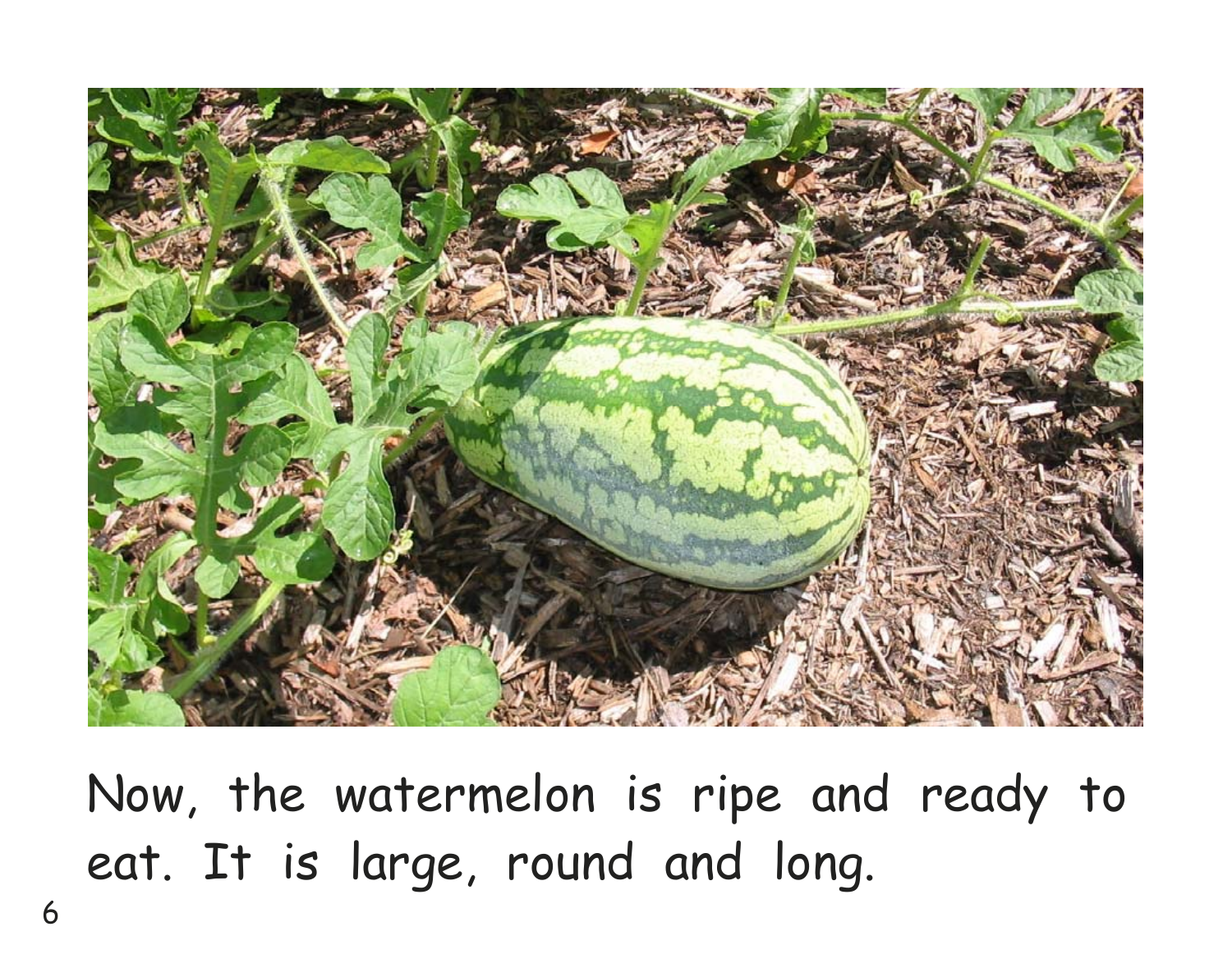Now, the watermelon is ripe and ready to eat. It is large, round and long.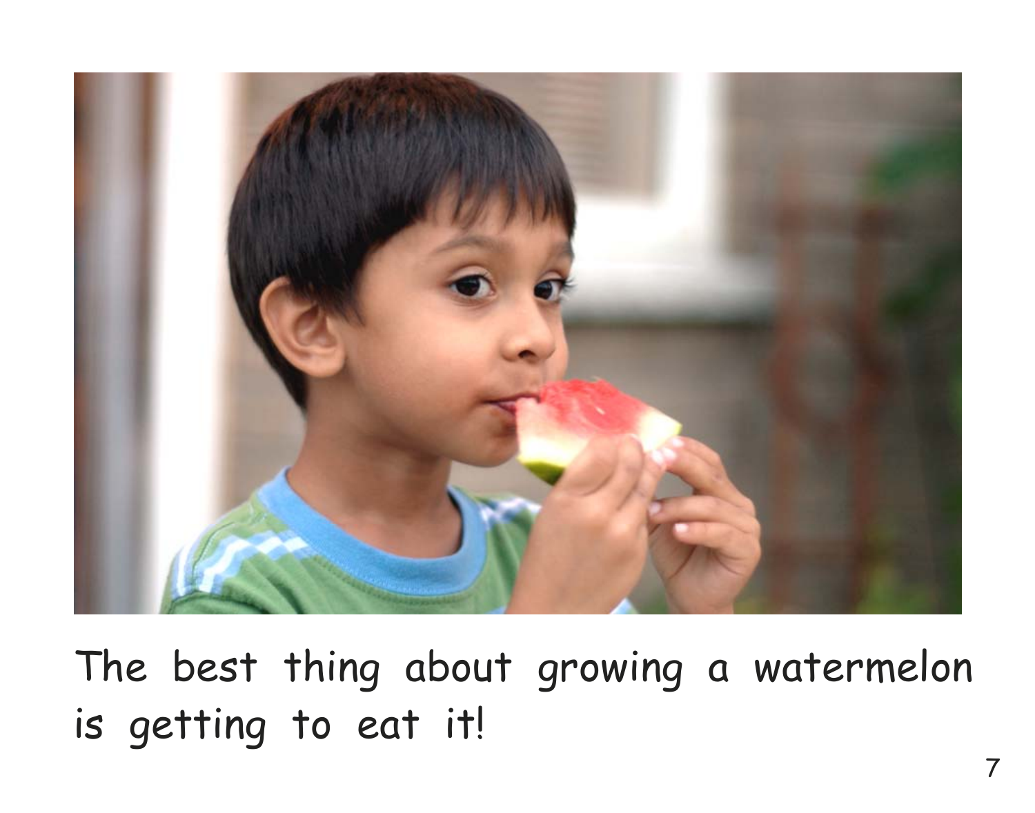The best thing about growing a watermelon is getting to eat it!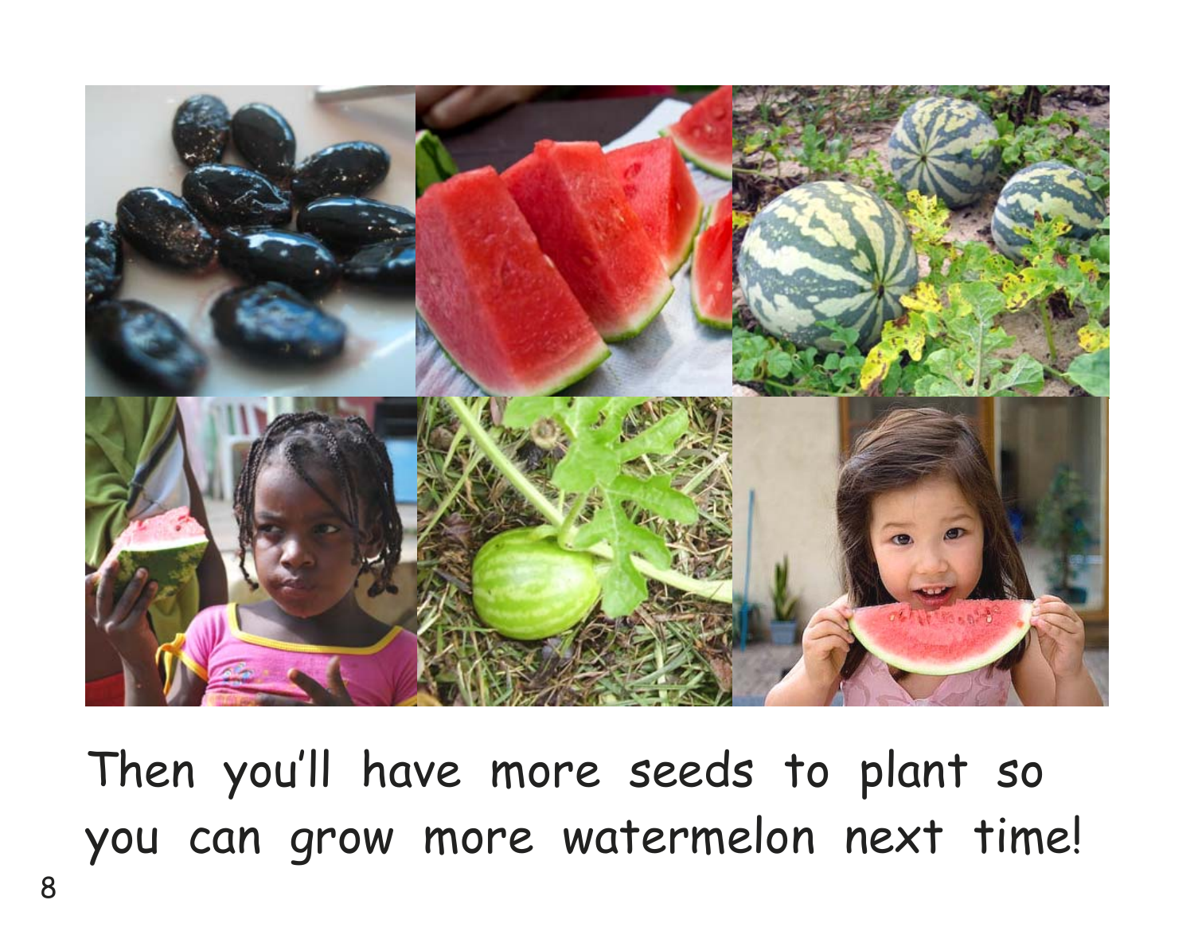Then you'll have more seeds to plant so you can grow more watermelon next time!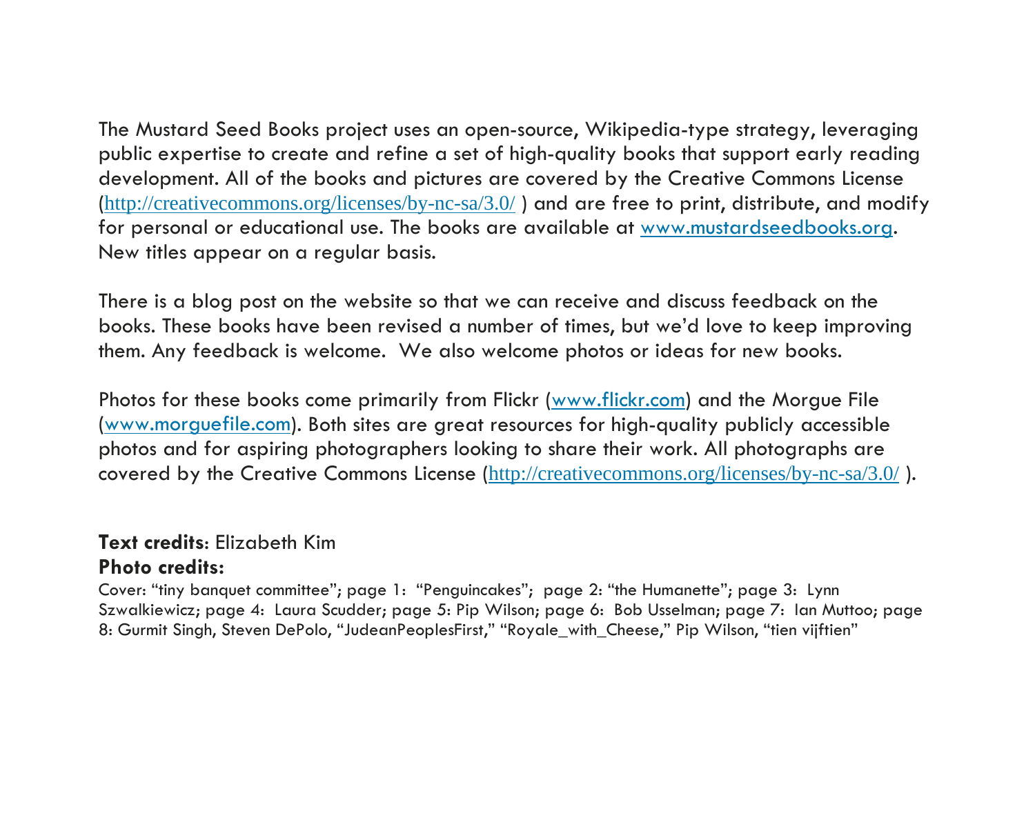The Mustard Seed Books project uses an open-source, Wikipedia-type strategy, leveraging public expertise to create and refine a set of high-quality books that support early reading development. All of the books and pictures are covered by the Creative Commons License (http://creativecommons.org/licenses/by-nc-sa/3.0/ ) and are free to print, distribute, and modify for personal or educational use. The books are available at www.mustardseedbooks.org. New titles appear on a regular basis.

There is a blog post on the website so that we can receive and discuss feedback on the books. These books have been revised a number of times, but we'd love to keep improving them. Any feedback is welcome. We also welcome photos or ideas for new books.

Photos for these books come primarily from Flickr (www.flickr.com) and the Morgue File (www.morguefile.com). Both sites are great resources for high-quality publicly accessible photos and for aspiring photographers looking to share their work. All photographs are covered by the Creative Commons License (http://creativecommons.org/licenses/by-nc-sa/3.0/ ).

**Text credits**: Elizabeth Kim
**Photo credits:**
Cover: "tiny banquet committee"; page 1: "Penguincakes"; page 2: "the Humanette"; page 3: Lynn Szwalkiewicz; page 4: Laura Scudder; page 5: Pip Wilson; page 6: Bob Usselman; page 7: Ian Muttoo; page 8: Gurmit Singh, Steven DePolo, "JudeanPeoplesFirst," "Royale_with_Cheese," Pip Wilson, "tien vijftien"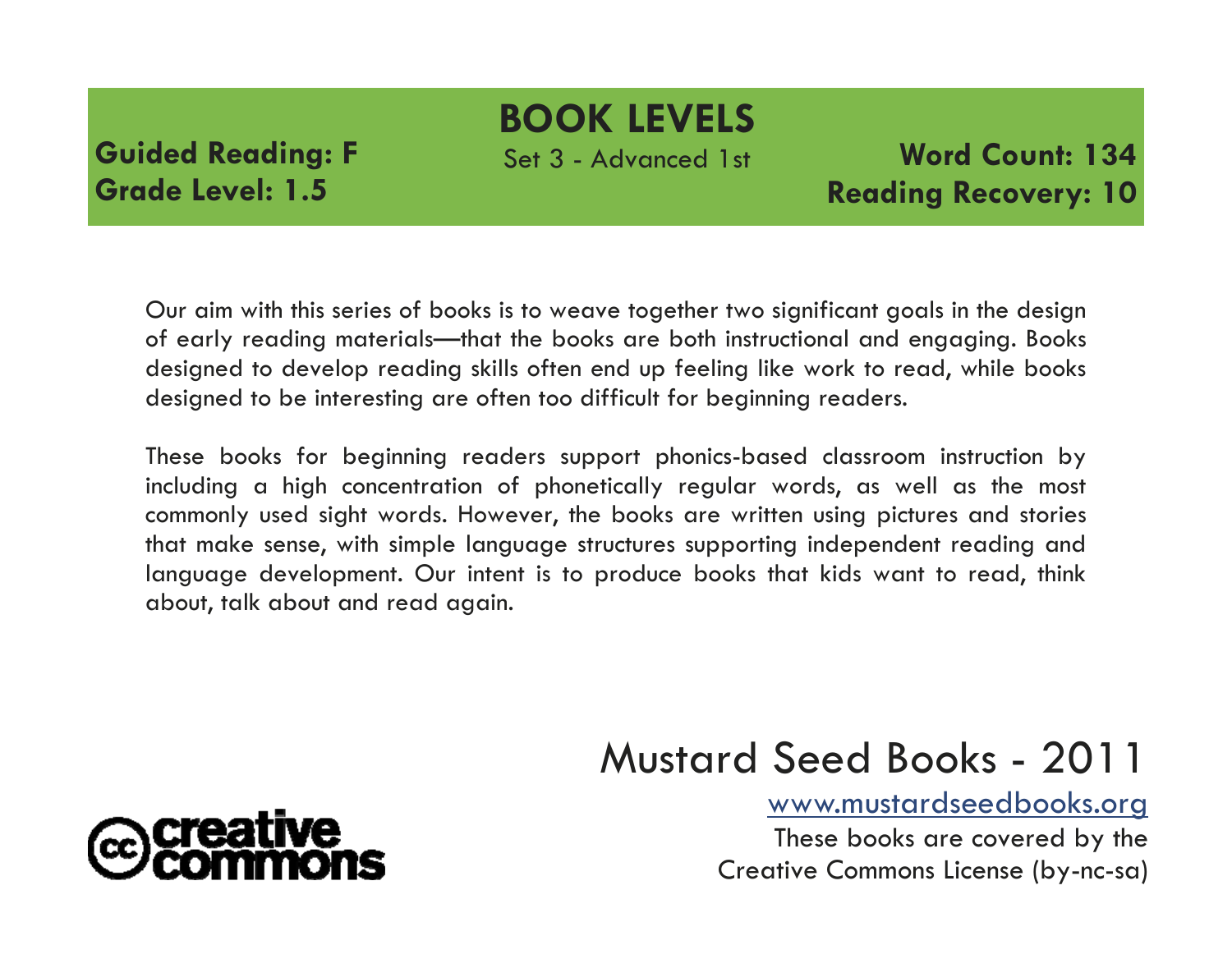# BOOK LEVELS

Set 3 - Advanced 1st

**Guided Reading: F**
**Grade Level: 1.5**

**Word Count: 134**
**Reading Recovery: 10**

Our aim with this series of books is to weave together two significant goals in the design of early reading materials—that the books are both instructional and engaging. Books designed to develop reading skills often end up feeling like work to read, while books designed to be interesting are often too difficult for beginning readers.

These books for beginning readers support phonics-based classroom instruction by including a high concentration of phonetically regular words, as well as the most commonly used sight words. However, the books are written using pictures and stories that make sense, with simple language structures supporting independent reading and language development. Our intent is to produce books that kids want to read, think about, talk about and read again.

creative commons

Mustard Seed Books - 2011

www.mustardseedbooks.org

These books are covered by the Creative Commons License (by-nc-sa)